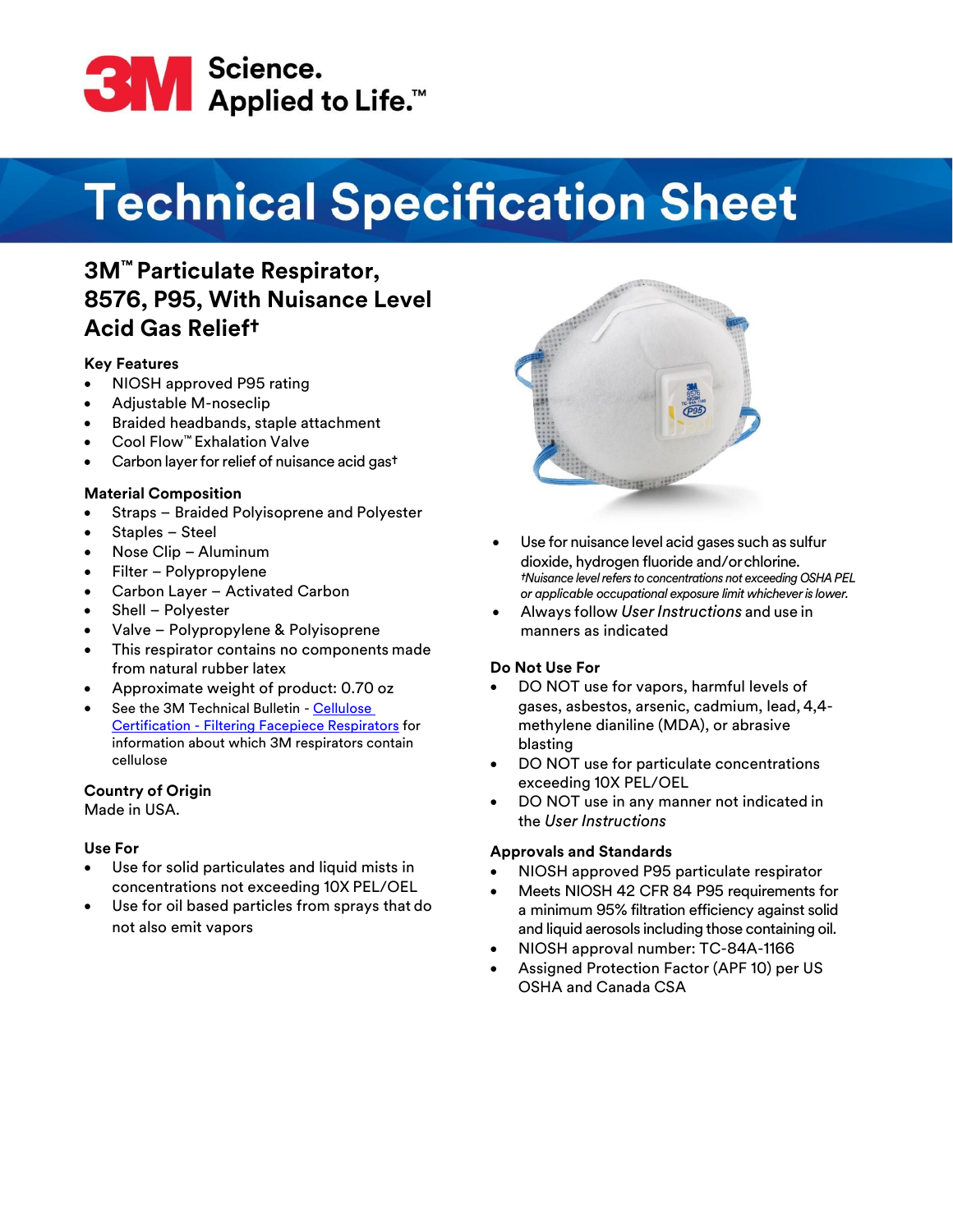3M Science. Applied to Life.™

# Technical Specification Sheet

## 3M™ Particulate Respirator, 8576, P95, With Nuisance Level Acid Gas Relief†

### Key Features

- NIOSH approved P95 rating
- Adjustable M-noseclip
- Braided headbands, staple attachment
- Cool Flow™ Exhalation Valve
- Carbon layer for relief of nuisance acid gas†

### Material Composition

- Straps – Braided Polyisoprene and Polyester
- Staples – Steel
- Nose Clip – Aluminum
- Filter – Polypropylene
- Carbon Layer – Activated Carbon
- Shell – Polyester
- Valve – Polypropylene & Polyisoprene
- This respirator contains no components made from natural rubber latex
- Approximate weight of product: 0.70 oz
- See the 3M Technical Bulletin - Cellulose Certification - Filtering Facepiece Respirators for information about which 3M respirators contain cellulose

### Country of Origin

Made in USA.

### Use For

- Use for solid particulates and liquid mists in concentrations not exceeding 10X PEL/OEL
- Use for oil based particles from sprays that do not also emit vapors
- Use for nuisance level acid gases such as sulfur dioxide, hydrogen fluoride and/or chlorine.
  *†Nuisance level refers to concentrations not exceeding OSHA PEL or applicable occupational exposure limit whichever is lower.*
- Always follow *User Instructions* and use in manners as indicated

### Do Not Use For

- DO NOT use for vapors, harmful levels of gases, asbestos, arsenic, cadmium, lead, 4,4-methylene dianiline (MDA), or abrasive blasting
- DO NOT use for particulate concentrations exceeding 10X PEL/OEL
- DO NOT use in any manner not indicated in the *User Instructions*

### Approvals and Standards

- NIOSH approved P95 particulate respirator
- Meets NIOSH 42 CFR 84 P95 requirements for a minimum 95% filtration efficiency against solid and liquid aerosols including those containing oil.
- NIOSH approval number: TC-84A-1166
- Assigned Protection Factor (APF 10) per US OSHA and Canada CSA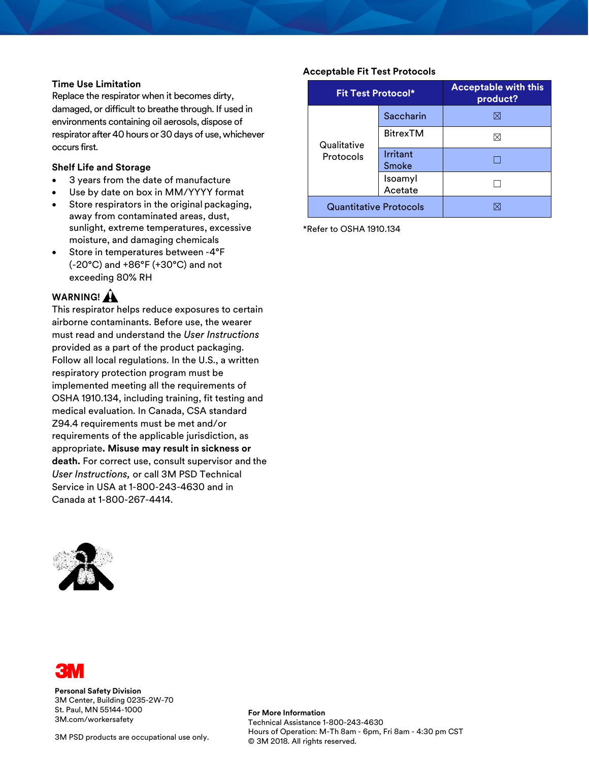### Time Use Limitation

Replace the respirator when it becomes dirty, damaged, or difficult to breathe through. If used in environments containing oil aerosols, dispose of respirator after 40 hours or 30 days of use, whichever occurs first.

### Shelf Life and Storage

- 3 years from the date of manufacture
- Use by date on box in MM/YYYY format
- Store respirators in the original packaging, away from contaminated areas, dust, sunlight, extreme temperatures, excessive moisture, and damaging chemicals
- Store in temperatures between -4°F (-20°C) and +86°F (+30°C) and not exceeding 80% RH

### WARNING!

This respirator helps reduce exposures to certain airborne contaminants. Before use, the wearer must read and understand the *User Instructions* provided as a part of the product packaging. Follow all local regulations. In the U.S., a written respiratory protection program must be implemented meeting all the requirements of OSHA 1910.134, including training, fit testing and medical evaluation. In Canada, CSA standard Z94.4 requirements must be met and/or requirements of the applicable jurisdiction, as appropriate**. Misuse may result in sickness or death.** For correct use, consult supervisor and the *User Instructions,* or call 3M PSD Technical Service in USA at 1-800-243-4630 and in Canada at 1-800-267-4414.

### Acceptable Fit Test Protocols

| Fit Test Protocol* | | Acceptable with this product? |
|---|---|---|
| Qualitative Protocols | Saccharin | ☒ |
| | BitrexTM | ☒ |
| | Irritant Smoke | ☐ |
| | Isoamyl Acetate | ☐ |
| Quantitative Protocols | | ☒ |

*Refer to OSHA 1910.134

**Personal Safety Division**
3M Center, Building 0235-2W-70
St. Paul, MN 55144-1000
3M.com/workersafety

3M PSD products are occupational use only.

**For More Information**
Technical Assistance 1-800-243-4630
Hours of Operation: M-Th 8am - 6pm, Fri 8am - 4:30 pm CST
© 3M 2018. All rights reserved.